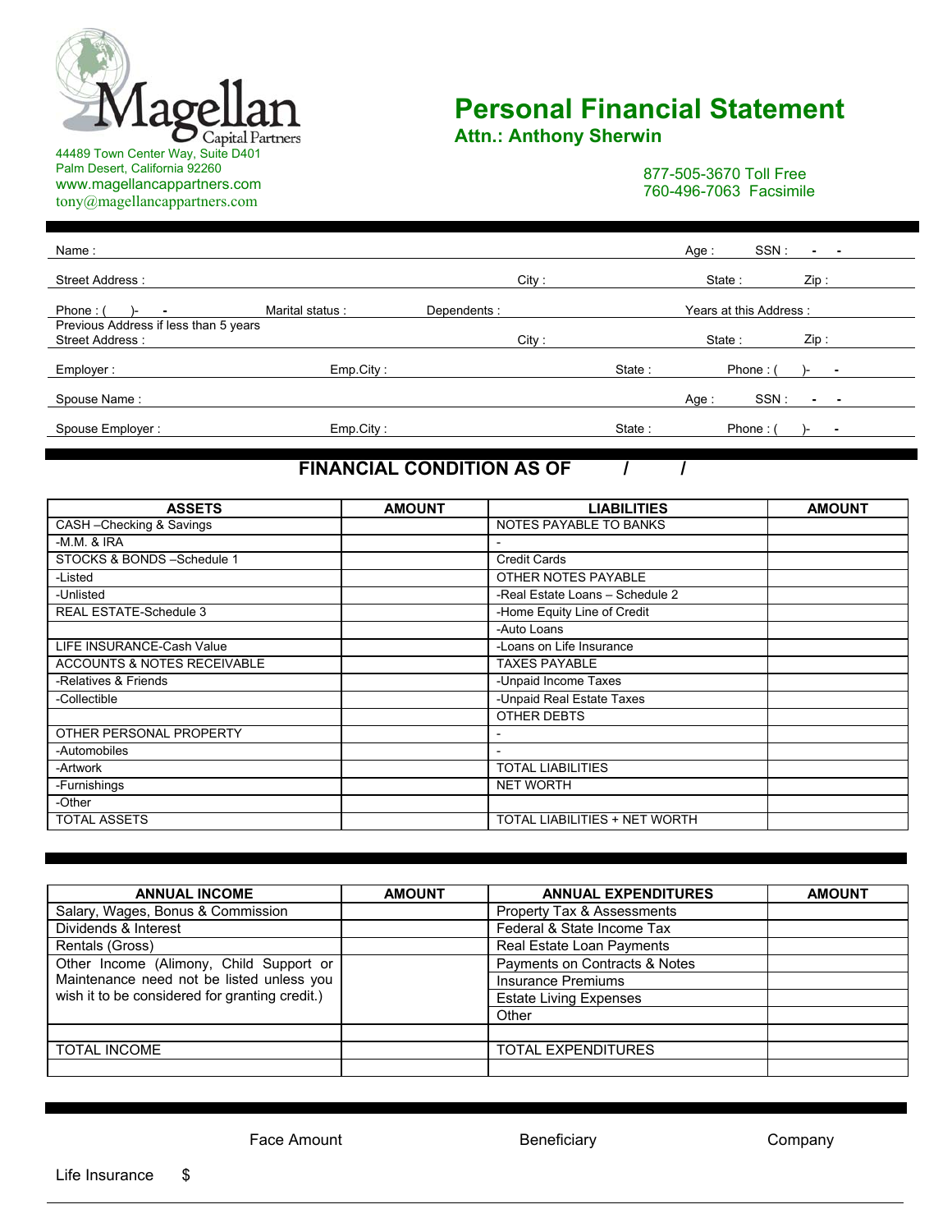Magellan Capital Partners

44489 Town Center Way, Suite D401
Palm Desert, California 92260
www.magellancappartners.com
tony@magellancappartners.com

# Personal Financial Statement

## Attn.: Anthony Sherwin

877-505-3670 Toll Free
760-496-7063 Facsimile

Name : Age : SSN : - -

Street Address : City : State : Zip :

Phone : ( )- - Marital status : Dependents : Years at this Address :

Previous Address if less than 5 years
Street Address : City : State : Zip :

Employer : Emp.City : State : Phone : ( )- -

Spouse Name : Age : SSN : - -

Spouse Employer : Emp.City : State : Phone : ( )- -

## FINANCIAL CONDITION AS OF / /

| ASSETS | AMOUNT | LIABILITIES | AMOUNT |
|---|---|---|---|
| CASH –Checking & Savings | | NOTES PAYABLE TO BANKS | |
| -M.M. & IRA | | - | |
| STOCKS & BONDS –Schedule 1 | | Credit Cards | |
| -Listed | | OTHER NOTES PAYABLE | |
| -Unlisted | | -Real Estate Loans – Schedule 2 | |
| REAL ESTATE-Schedule 3 | | -Home Equity Line of Credit | |
| | | -Auto Loans | |
| LIFE INSURANCE-Cash Value | | -Loans on Life Insurance | |
| ACCOUNTS & NOTES RECEIVABLE | | TAXES PAYABLE | |
| -Relatives & Friends | | -Unpaid Income Taxes | |
| -Collectible | | -Unpaid Real Estate Taxes | |
| | | OTHER DEBTS | |
| OTHER PERSONAL PROPERTY | | - | |
| -Automobiles | | - | |
| -Artwork | | TOTAL LIABILITIES | |
| -Furnishings | | NET WORTH | |
| -Other | | | |
| TOTAL ASSETS | | TOTAL LIABILITIES + NET WORTH | |

| ANNUAL INCOME | AMOUNT | ANNUAL EXPENDITURES | AMOUNT |
|---|---|---|---|
| Salary, Wages, Bonus & Commission | | Property Tax & Assessments | |
| Dividends & Interest | | Federal & State Income Tax | |
| Rentals (Gross) | | Real Estate Loan Payments | |
| Other Income (Alimony, Child Support or Maintenance need not be listed unless you wish it to be considered for granting credit.) | | Payments on Contracts & Notes | |
| | | Insurance Premiums | |
| | | Estate Living Expenses | |
| | | Other | |
| | | | |
| TOTAL INCOME | | TOTAL EXPENDITURES | |
| | | | |

| | Face Amount | Beneficiary | Company |
|---|---|---|---|
| Life Insurance | $ | | |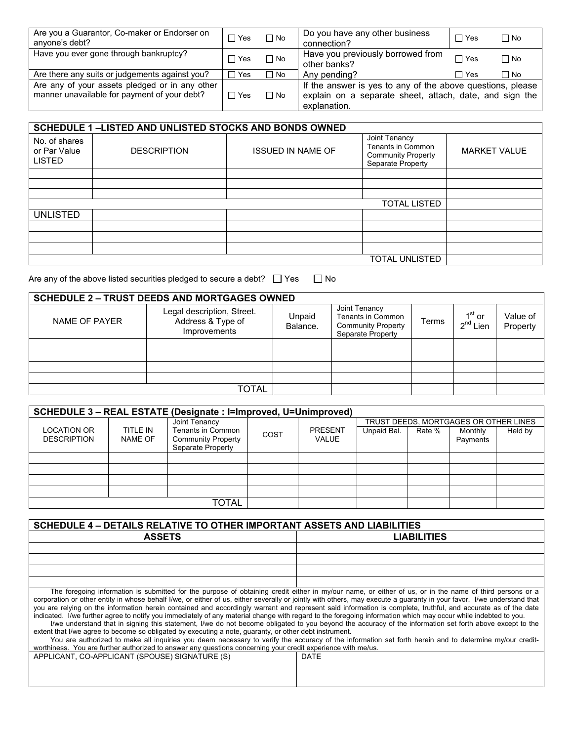| | | | | | | |
|---|---|---|---|---|---|---|
| Are you a Guarantor, Co-maker or Endorser on anyone's debt? | ☐ Yes | ☐ No | Do you have any other business connection? | ☐ Yes | ☐ No |
| Have you ever gone through bankruptcy? | ☐ Yes | ☐ No | Have you previously borrowed from other banks? | ☐ Yes | ☐ No |
| Are there any suits or judgements against you? | ☐ Yes | ☐ No | Any pending? | ☐ Yes | ☐ No |
| Are any of your assets pledged or in any other manner unavailable for payment of your debt? | ☐ Yes | ☐ No | If the answer is yes to any of the above questions, please explain on a separate sheet, attach, date, and sign the explanation. | | |

**SCHEDULE 1 –LISTED AND UNLISTED STOCKS AND BONDS OWNED**

| No. of shares or Par Value LISTED | DESCRIPTION | ISSUED IN NAME OF | Joint Tenancy Tenants in Common Community Property Separate Property | MARKET VALUE |
|---|---|---|---|---|
| | | | | |
| | | | | |
| | | | | |
| | | | TOTAL LISTED | |
| UNLISTED | | | | |
| | | | | |
| | | | | |
| | | | | |
| | | | TOTAL UNLISTED | |

Are any of the above listed securities pledged to secure a debt? ☐ Yes ☐ No

**SCHEDULE 2 – TRUST DEEDS AND MORTGAGES OWNED**

| NAME OF PAYER | Legal description, Street. Address & Type of Improvements | Unpaid Balance. | Joint Tenancy Tenants in Common Community Property Separate Property | Terms | 1st or 2nd Lien | Value of Property |
|---|---|---|---|---|---|---|
| | | | | | | |
| | | | | | | |
| | | | | | | |
| | | | | | | |
| | TOTAL | | | | | |

**SCHEDULE 3 – REAL ESTATE (Designate : I=Improved, U=Unimproved)**

| LOCATION OR DESCRIPTION | TITLE IN NAME OF | Joint Tenancy Tenants in Common Community Property Separate Property | COST | PRESENT VALUE | TRUST DEEDS, MORTGAGES OR OTHER LINES | | | |
|---|---|---|---|---|---|---|---|---|
| | | | | | Unpaid Bal. | Rate % | Monthly Payments | Held by |
| | | | | | | | | |
| | | | | | | | | |
| | | | | | | | | |
| | | | | | | | | |
| | | TOTAL | | | | | | |

**SCHEDULE 4 – DETAILS RELATIVE TO OTHER IMPORTANT ASSETS AND LIABILITIES**

| ASSETS | LIABILITIES |
|---|---|
| | |
| | |
| | |
| | |

The foregoing information is submitted for the purpose of obtaining credit either in my/our name, or either of us, or in the name of third persons or a corporation or other entity in whose behalf I/we, or either of us, either severally or jointly with others, may execute a guaranty in your favor. I/we understand that you are relying on the information herein contained and accordingly warrant and represent said information is complete, truthful, and accurate as of the date indicated. I/we further agree to notify you immediately of any material change with regard to the foregoing information which may occur while indebted to you.

I/we understand that in signing this statement, I/we do not become obligated to you beyond the accuracy of the information set forth above except to the extent that I/we agree to become so obligated by executing a note, guaranty, or other debt instrument.

You are authorized to make all inquiries you deem necessary to verify the accuracy of the information set forth herein and to determine my/our credit-worthiness. You are further authorized to answer any questions concerning your credit experience with me/us.

| APPLICANT, CO-APPLICANT (SPOUSE) SIGNATURE (S) | DATE |
|---|---|
| | |